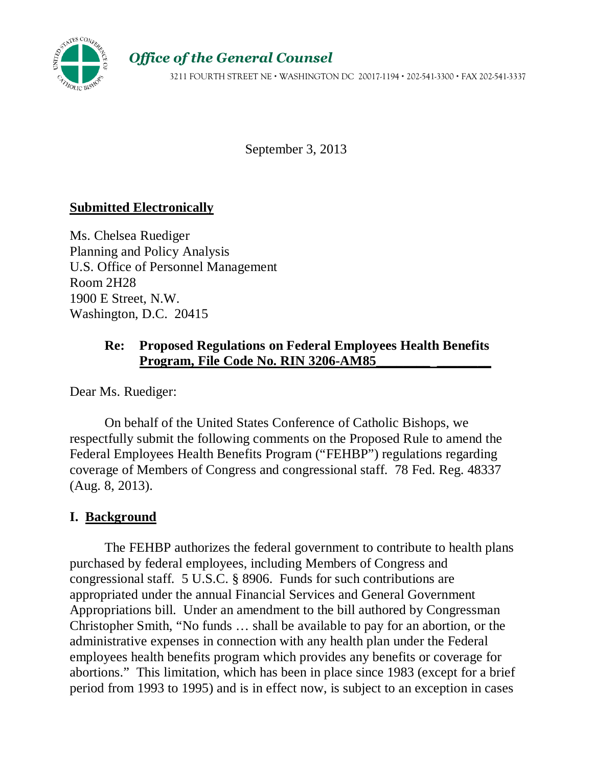*Office of the General Counsel*

3211 FOURTH STREET NE • WASHINGTON DC 20017-1194 • 202-541-3300 • FAX 202-541-3337

September 3, 2013

**Submitted Electronically**

Ms. Chelsea Ruediger
Planning and Policy Analysis
U.S. Office of Personnel Management
Room 2H28
1900 E Street, N.W.
Washington, D.C. 20415

**Re: Proposed Regulations on Federal Employees Health Benefits Program, File Code No. RIN 3206-AM85**

Dear Ms. Ruediger:

On behalf of the United States Conference of Catholic Bishops, we respectfully submit the following comments on the Proposed Rule to amend the Federal Employees Health Benefits Program ("FEHBP") regulations regarding coverage of Members of Congress and congressional staff. 78 Fed. Reg. 48337 (Aug. 8, 2013).

## I. Background

The FEHBP authorizes the federal government to contribute to health plans purchased by federal employees, including Members of Congress and congressional staff. 5 U.S.C. § 8906. Funds for such contributions are appropriated under the annual Financial Services and General Government Appropriations bill. Under an amendment to the bill authored by Congressman Christopher Smith, "No funds … shall be available to pay for an abortion, or the administrative expenses in connection with any health plan under the Federal employees health benefits program which provides any benefits or coverage for abortions." This limitation, which has been in place since 1983 (except for a brief period from 1993 to 1995) and is in effect now, is subject to an exception in cases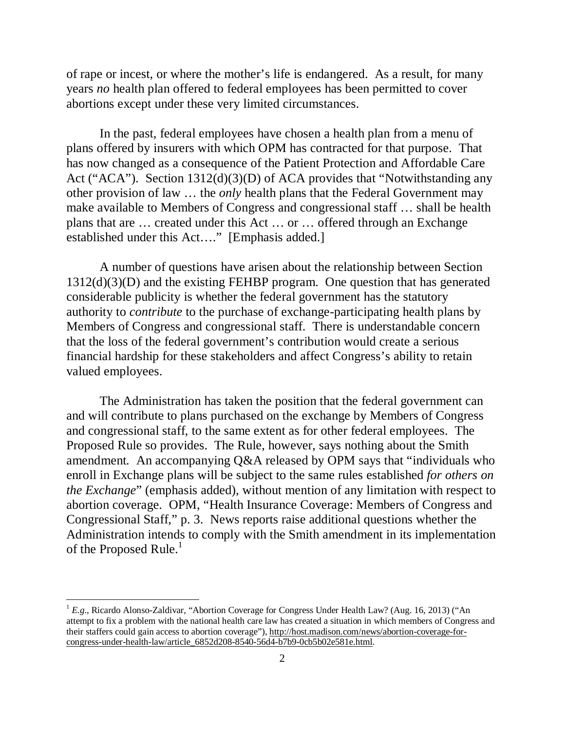of rape or incest, or where the mother's life is endangered. As a result, for many years *no* health plan offered to federal employees has been permitted to cover abortions except under these very limited circumstances.

In the past, federal employees have chosen a health plan from a menu of plans offered by insurers with which OPM has contracted for that purpose. That has now changed as a consequence of the Patient Protection and Affordable Care Act ("ACA"). Section 1312(d)(3)(D) of ACA provides that "Notwithstanding any other provision of law … the *only* health plans that the Federal Government may make available to Members of Congress and congressional staff … shall be health plans that are … created under this Act … or … offered through an Exchange established under this Act…." [Emphasis added.]

A number of questions have arisen about the relationship between Section 1312(d)(3)(D) and the existing FEHBP program. One question that has generated considerable publicity is whether the federal government has the statutory authority to *contribute* to the purchase of exchange-participating health plans by Members of Congress and congressional staff. There is understandable concern that the loss of the federal government's contribution would create a serious financial hardship for these stakeholders and affect Congress's ability to retain valued employees.

The Administration has taken the position that the federal government can and will contribute to plans purchased on the exchange by Members of Congress and congressional staff, to the same extent as for other federal employees. The Proposed Rule so provides. The Rule, however, says nothing about the Smith amendment. An accompanying Q&A released by OPM says that "individuals who enroll in Exchange plans will be subject to the same rules established *for others on the Exchange*" (emphasis added), without mention of any limitation with respect to abortion coverage. OPM, "Health Insurance Coverage: Members of Congress and Congressional Staff," p. 3. News reports raise additional questions whether the Administration intends to comply with the Smith amendment in its implementation of the Proposed Rule.[1]

[1] *E.g*., Ricardo Alonso-Zaldivar, "Abortion Coverage for Congress Under Health Law? (Aug. 16, 2013) ("An attempt to fix a problem with the national health care law has created a situation in which members of Congress and their staffers could gain access to abortion coverage"), http://host.madison.com/news/abortion-coverage-for-congress-under-health-law/article_6852d208-8540-56d4-b7b9-0cb5b02e581e.html.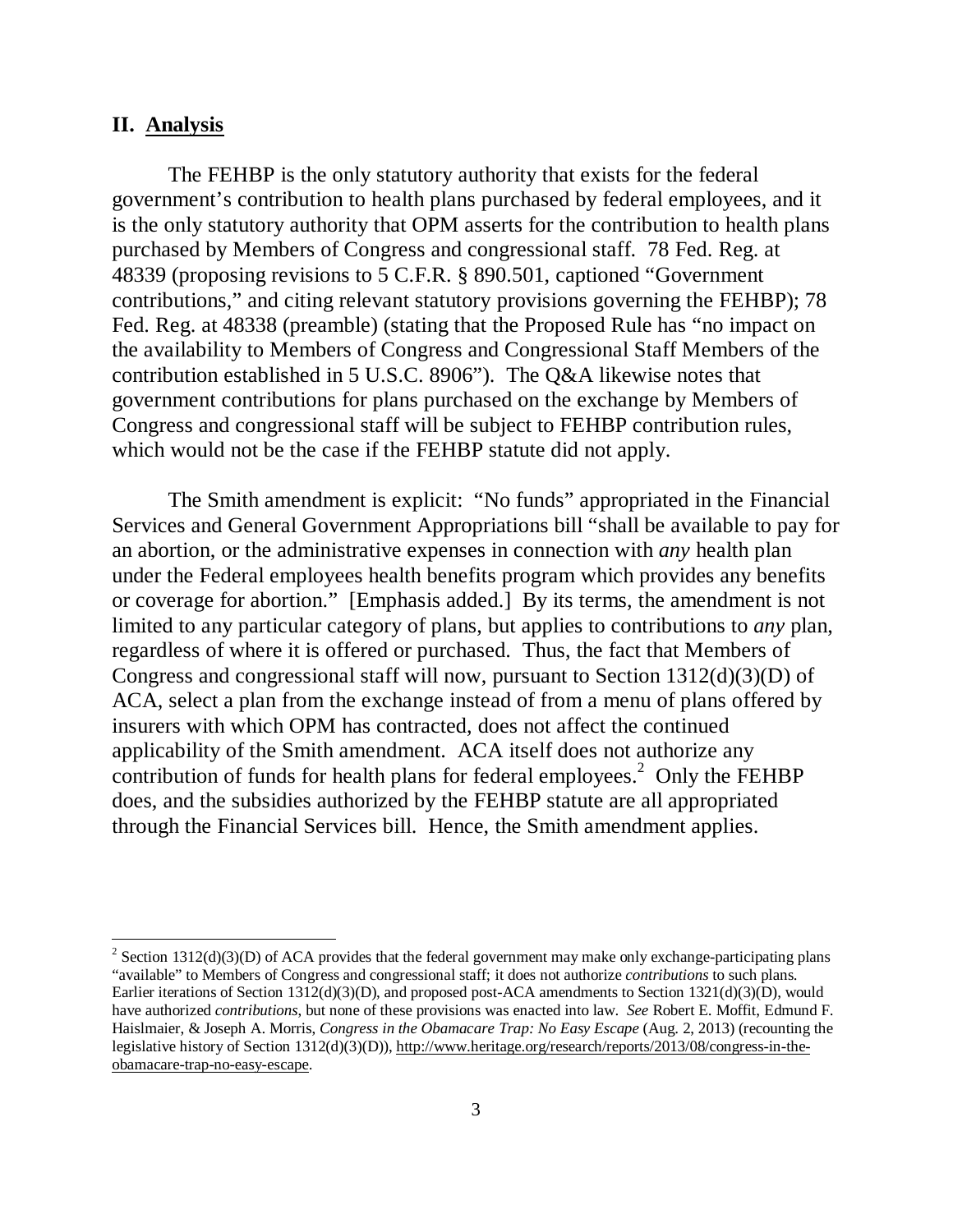## II. Analysis

The FEHBP is the only statutory authority that exists for the federal government's contribution to health plans purchased by federal employees, and it is the only statutory authority that OPM asserts for the contribution to health plans purchased by Members of Congress and congressional staff. 78 Fed. Reg. at 48339 (proposing revisions to 5 C.F.R. § 890.501, captioned "Government contributions," and citing relevant statutory provisions governing the FEHBP); 78 Fed. Reg. at 48338 (preamble) (stating that the Proposed Rule has "no impact on the availability to Members of Congress and Congressional Staff Members of the contribution established in 5 U.S.C. 8906"). The Q&A likewise notes that government contributions for plans purchased on the exchange by Members of Congress and congressional staff will be subject to FEHBP contribution rules, which would not be the case if the FEHBP statute did not apply.

The Smith amendment is explicit: "No funds" appropriated in the Financial Services and General Government Appropriations bill "shall be available to pay for an abortion, or the administrative expenses in connection with *any* health plan under the Federal employees health benefits program which provides any benefits or coverage for abortion." [Emphasis added.] By its terms, the amendment is not limited to any particular category of plans, but applies to contributions to *any* plan, regardless of where it is offered or purchased. Thus, the fact that Members of Congress and congressional staff will now, pursuant to Section 1312(d)(3)(D) of ACA, select a plan from the exchange instead of from a menu of plans offered by insurers with which OPM has contracted, does not affect the continued applicability of the Smith amendment. ACA itself does not authorize any contribution of funds for health plans for federal employees.[2] Only the FEHBP does, and the subsidies authorized by the FEHBP statute are all appropriated through the Financial Services bill. Hence, the Smith amendment applies.

---

[2] Section 1312(d)(3)(D) of ACA provides that the federal government may make only exchange-participating plans "available" to Members of Congress and congressional staff; it does not authorize *contributions* to such plans. Earlier iterations of Section 1312(d)(3)(D), and proposed post-ACA amendments to Section 1321(d)(3)(D), would have authorized *contributions*, but none of these provisions was enacted into law. *See* Robert E. Moffit, Edmund F. Haislmaier, & Joseph A. Morris, *Congress in the Obamacare Trap: No Easy Escape* (Aug. 2, 2013) (recounting the legislative history of Section 1312(d)(3)(D)), http://www.heritage.org/research/reports/2013/08/congress-in-the-obamacare-trap-no-easy-escape.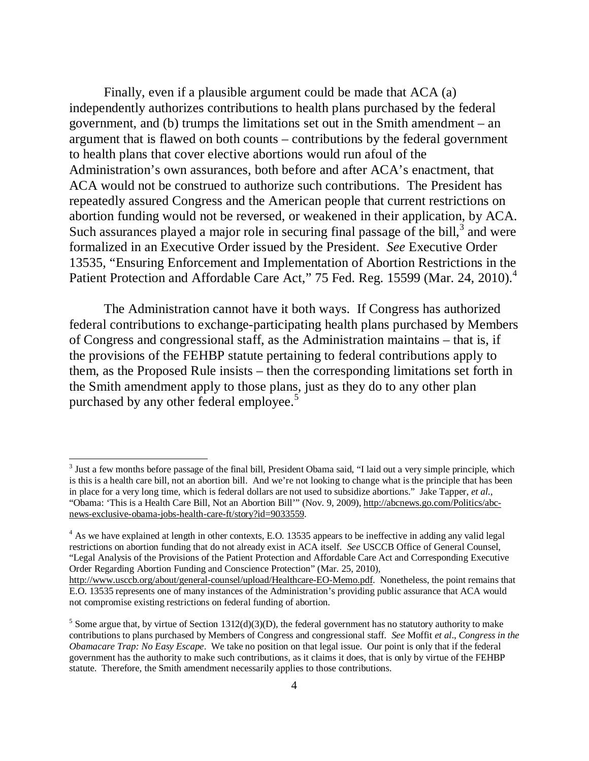Finally, even if a plausible argument could be made that ACA (a) independently authorizes contributions to health plans purchased by the federal government, and (b) trumps the limitations set out in the Smith amendment – an argument that is flawed on both counts – contributions by the federal government to health plans that cover elective abortions would run afoul of the Administration's own assurances, both before and after ACA's enactment, that ACA would not be construed to authorize such contributions. The President has repeatedly assured Congress and the American people that current restrictions on abortion funding would not be reversed, or weakened in their application, by ACA. Such assurances played a major role in securing final passage of the bill,[3] and were formalized in an Executive Order issued by the President. *See* Executive Order 13535, "Ensuring Enforcement and Implementation of Abortion Restrictions in the Patient Protection and Affordable Care Act," 75 Fed. Reg. 15599 (Mar. 24, 2010).[4]

The Administration cannot have it both ways. If Congress has authorized federal contributions to exchange-participating health plans purchased by Members of Congress and congressional staff, as the Administration maintains – that is, if the provisions of the FEHBP statute pertaining to federal contributions apply to them, as the Proposed Rule insists – then the corresponding limitations set forth in the Smith amendment apply to those plans, just as they do to any other plan purchased by any other federal employee.[5]

---

[3] Just a few months before passage of the final bill, President Obama said, "I laid out a very simple principle, which is this is a health care bill, not an abortion bill. And we're not looking to change what is the principle that has been in place for a very long time, which is federal dollars are not used to subsidize abortions." Jake Tapper, *et al.*, "Obama: 'This is a Health Care Bill, Not an Abortion Bill'" (Nov. 9, 2009), http://abcnews.go.com/Politics/abc-news-exclusive-obama-jobs-health-care-ft/story?id=9033559.

[4] As we have explained at length in other contexts, E.O. 13535 appears to be ineffective in adding any valid legal restrictions on abortion funding that do not already exist in ACA itself. *See* USCCB Office of General Counsel, "Legal Analysis of the Provisions of the Patient Protection and Affordable Care Act and Corresponding Executive Order Regarding Abortion Funding and Conscience Protection" (Mar. 25, 2010), http://www.usccb.org/about/general-counsel/upload/Healthcare-EO-Memo.pdf. Nonetheless, the point remains that E.O. 13535 represents one of many instances of the Administration's providing public assurance that ACA would not compromise existing restrictions on federal funding of abortion.

[5] Some argue that, by virtue of Section 1312(d)(3)(D), the federal government has no statutory authority to make contributions to plans purchased by Members of Congress and congressional staff. *See* Moffit *et al*., *Congress in the Obamacare Trap: No Easy Escape*. We take no position on that legal issue. Our point is only that if the federal government has the authority to make such contributions, as it claims it does, that is only by virtue of the FEHBP statute. Therefore, the Smith amendment necessarily applies to those contributions.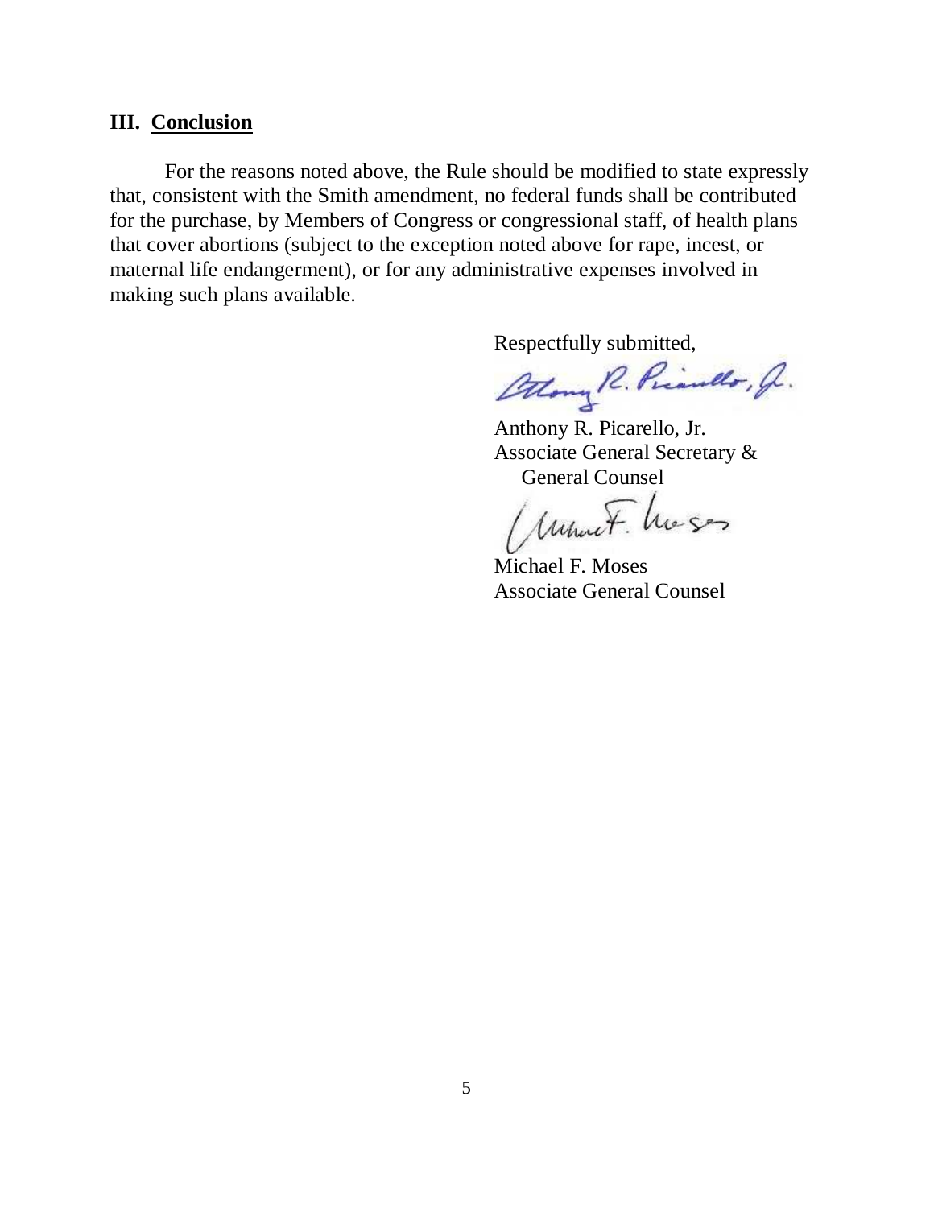## III. Conclusion

For the reasons noted above, the Rule should be modified to state expressly that, consistent with the Smith amendment, no federal funds shall be contributed for the purchase, by Members of Congress or congressional staff, of health plans that cover abortions (subject to the exception noted above for rape, incest, or maternal life endangerment), or for any administrative expenses involved in making such plans available.

Respectfully submitted,

Anthony R. Picarello, Jr.
Associate General Secretary &
General Counsel

Michael F. Moses
Associate General Counsel